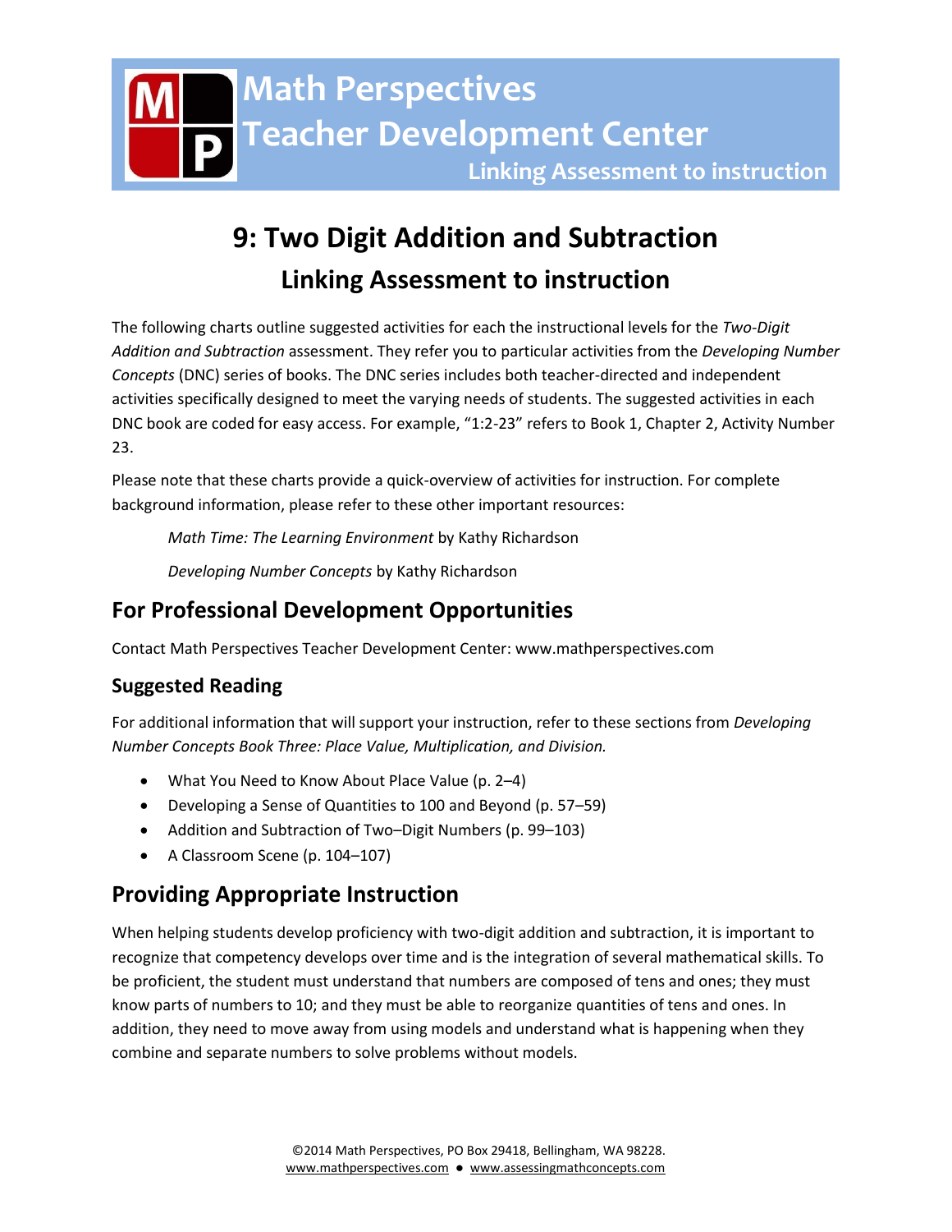# Math Perspectives Teacher Development Center

**Linking Assessment to instruction**

# 9: Two Digit Addition and Subtraction

## Linking Assessment to instruction

The following charts outline suggested activities for each the instructional levels for the *Two-Digit Addition and Subtraction* assessment. They refer you to particular activities from the *Developing Number Concepts* (DNC) series of books. The DNC series includes both teacher-directed and independent activities specifically designed to meet the varying needs of students. The suggested activities in each DNC book are coded for easy access. For example, "1:2-23" refers to Book 1, Chapter 2, Activity Number 23.

Please note that these charts provide a quick-overview of activities for instruction. For complete background information, please refer to these other important resources:

*Math Time: The Learning Environment* by Kathy Richardson

*Developing Number Concepts* by Kathy Richardson

## For Professional Development Opportunities

Contact Math Perspectives Teacher Development Center: www.mathperspectives.com

### Suggested Reading

For additional information that will support your instruction, refer to these sections from *Developing Number Concepts Book Three: Place Value, Multiplication, and Division.*

- What You Need to Know About Place Value (p. 2–4)
- Developing a Sense of Quantities to 100 and Beyond (p. 57–59)
- Addition and Subtraction of Two–Digit Numbers (p. 99–103)
- A Classroom Scene (p. 104–107)

## Providing Appropriate Instruction

When helping students develop proficiency with two-digit addition and subtraction, it is important to recognize that competency develops over time and is the integration of several mathematical skills. To be proficient, the student must understand that numbers are composed of tens and ones; they must know parts of numbers to 10; and they must be able to reorganize quantities of tens and ones. In addition, they need to move away from using models and understand what is happening when they combine and separate numbers to solve problems without models.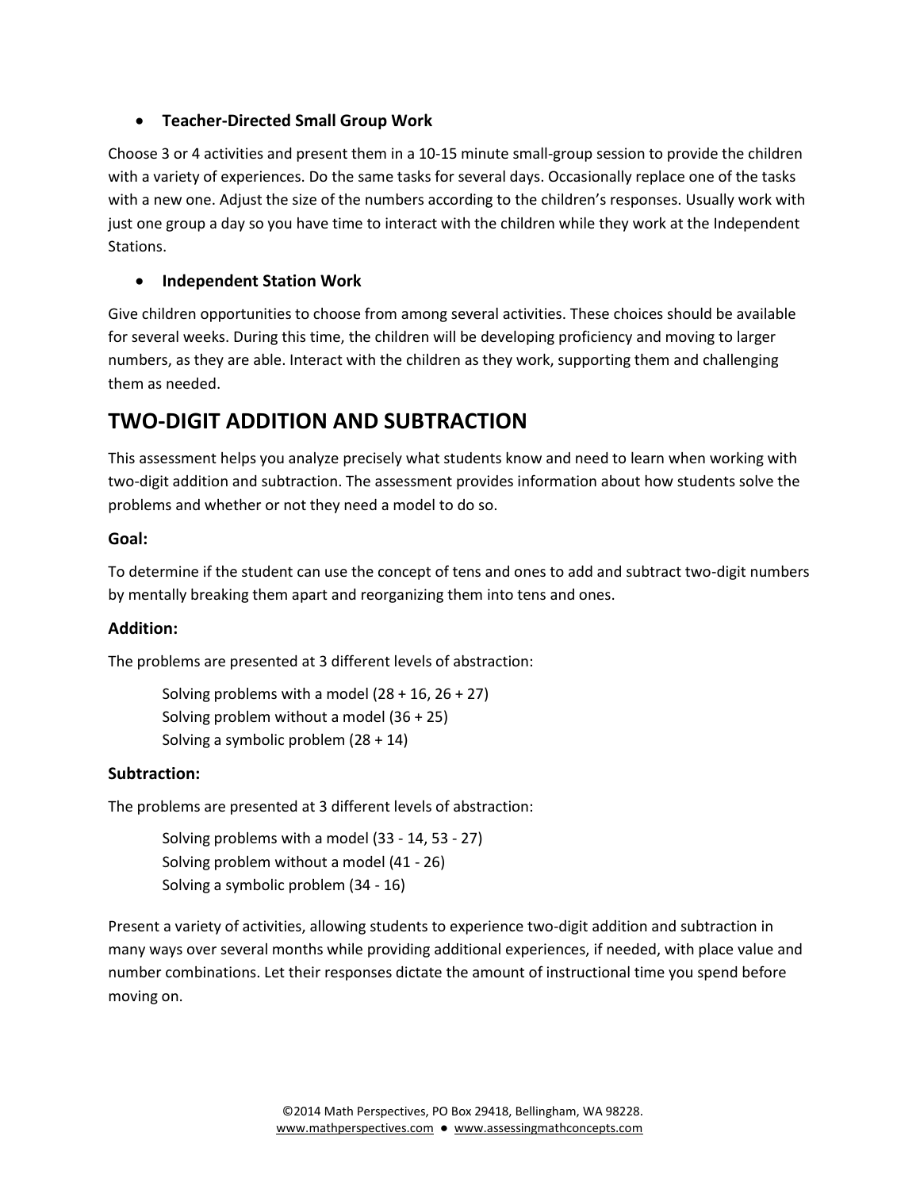- **Teacher-Directed Small Group Work**

Choose 3 or 4 activities and present them in a 10-15 minute small-group session to provide the children with a variety of experiences. Do the same tasks for several days. Occasionally replace one of the tasks with a new one. Adjust the size of the numbers according to the children's responses. Usually work with just one group a day so you have time to interact with the children while they work at the Independent Stations.

- **Independent Station Work**

Give children opportunities to choose from among several activities. These choices should be available for several weeks. During this time, the children will be developing proficiency and moving to larger numbers, as they are able. Interact with the children as they work, supporting them and challenging them as needed.

## TWO-DIGIT ADDITION AND SUBTRACTION

This assessment helps you analyze precisely what students know and need to learn when working with two-digit addition and subtraction. The assessment provides information about how students solve the problems and whether or not they need a model to do so.

### Goal:

To determine if the student can use the concept of tens and ones to add and subtract two-digit numbers by mentally breaking them apart and reorganizing them into tens and ones.

### Addition:

The problems are presented at 3 different levels of abstraction:

Solving problems with a model (28 + 16, 26 + 27)
Solving problem without a model (36 + 25)
Solving a symbolic problem (28 + 14)

### Subtraction:

The problems are presented at 3 different levels of abstraction:

Solving problems with a model (33 - 14, 53 - 27)
Solving problem without a model (41 - 26)
Solving a symbolic problem (34 - 16)

Present a variety of activities, allowing students to experience two-digit addition and subtraction in many ways over several months while providing additional experiences, if needed, with place value and number combinations. Let their responses dictate the amount of instructional time you spend before moving on.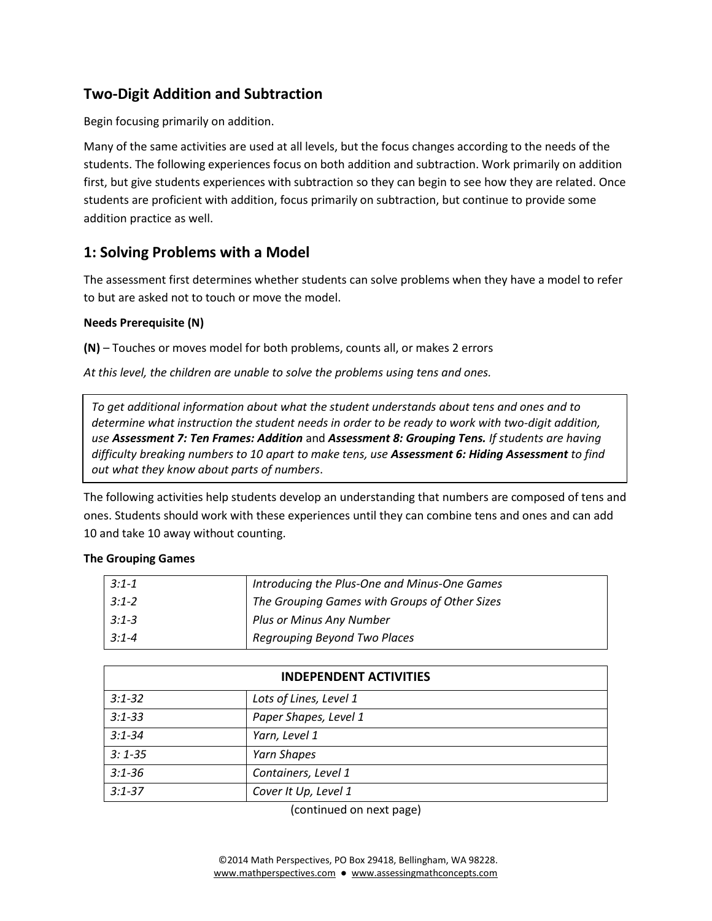## Two-Digit Addition and Subtraction

Begin focusing primarily on addition.

Many of the same activities are used at all levels, but the focus changes according to the needs of the students. The following experiences focus on both addition and subtraction. Work primarily on addition first, but give students experiences with subtraction so they can begin to see how they are related. Once students are proficient with addition, focus primarily on subtraction, but continue to provide some addition practice as well.

## 1: Solving Problems with a Model

The assessment first determines whether students can solve problems when they have a model to refer to but are asked not to touch or move the model.

**Needs Prerequisite (N)**

**(N)** – Touches or moves model for both problems, counts all, or makes 2 errors

*At this level, the children are unable to solve the problems using tens and ones.*

> *To get additional information about what the student understands about tens and ones and to determine what instruction the student needs in order to be ready to work with two-digit addition, use **Assessment 7: Ten Frames: Addition** and **Assessment 8: Grouping Tens.** If students are having difficulty breaking numbers to 10 apart to make tens, use **Assessment 6: Hiding Assessment** to find out what they know about parts of numbers*.

The following activities help students develop an understanding that numbers are composed of tens and ones. Students should work with these experiences until they can combine tens and ones and can add 10 and take 10 away without counting.

**The Grouping Games**

| | |
|---|---|
| *3:1-1* | *Introducing the Plus-One and Minus-One Games* |
| *3:1-2* | *The Grouping Games with Groups of Other Sizes* |
| *3:1-3* | *Plus or Minus Any Number* |
| *3:1-4* | *Regrouping Beyond Two Places* |

| **INDEPENDENT ACTIVITIES** | |
|---|---|
| *3:1-32* | *Lots of Lines, Level 1* |
| *3:1-33* | *Paper Shapes, Level 1* |
| *3:1-34* | *Yarn, Level 1* |
| *3: 1-35* | *Yarn Shapes* |
| *3:1-36* | *Containers, Level 1* |
| *3:1-37* | *Cover It Up, Level 1* |

(continued on next page)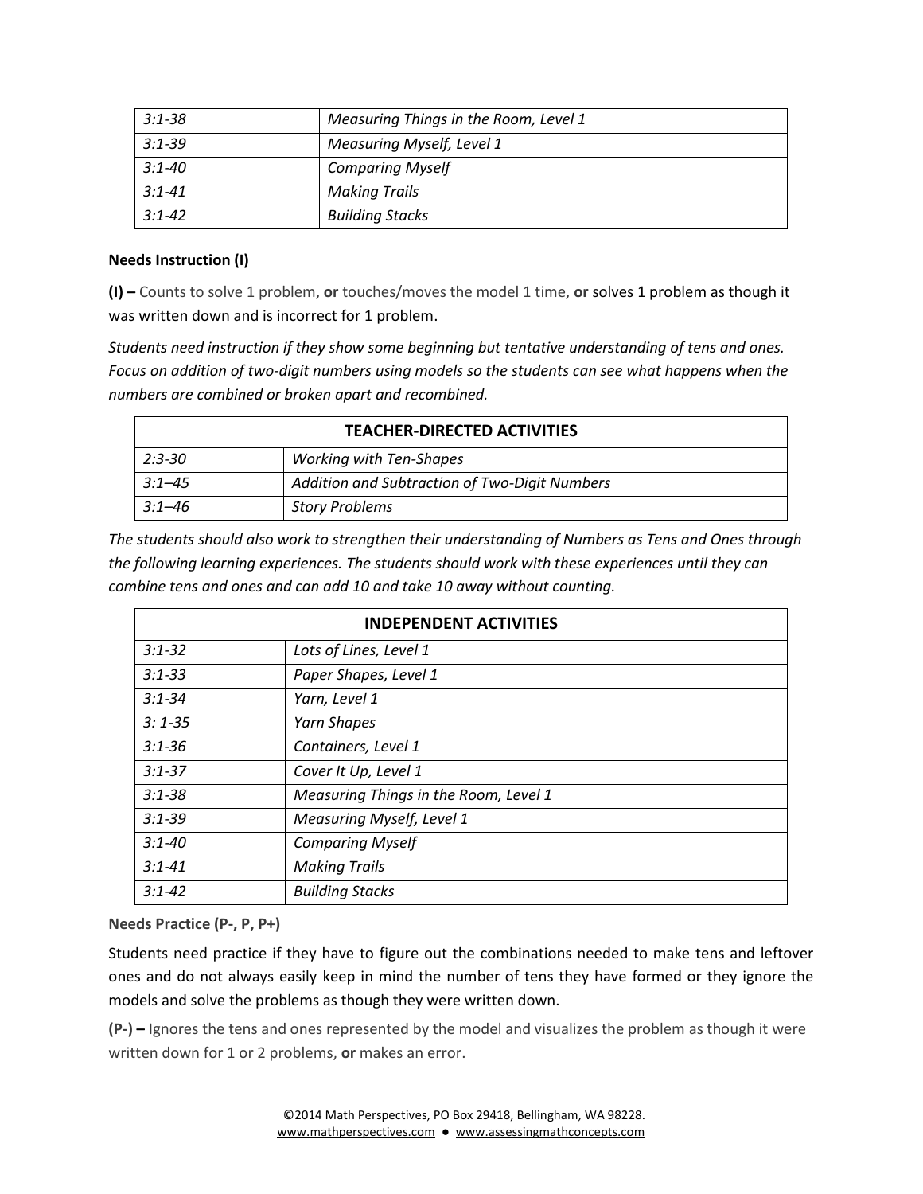| | |
|---|---|
| *3:1-38* | *Measuring Things in the Room, Level 1* |
| *3:1-39* | *Measuring Myself, Level 1* |
| *3:1-40* | *Comparing Myself* |
| *3:1-41* | *Making Trails* |
| *3:1-42* | *Building Stacks* |

**Needs Instruction (I)**

**(I) –** Counts to solve 1 problem, **or** touches/moves the model 1 time, **or** solves 1 problem as though it was written down and is incorrect for 1 problem.

*Students need instruction if they show some beginning but tentative understanding of tens and ones. Focus on addition of two-digit numbers using models so the students can see what happens when the numbers are combined or broken apart and recombined.*

| **TEACHER-DIRECTED ACTIVITIES** | |
|---|---|
| *2:3-30* | *Working with Ten-Shapes* |
| *3:1–45* | *Addition and Subtraction of Two-Digit Numbers* |
| *3:1–46* | *Story Problems* |

*The students should also work to strengthen their understanding of Numbers as Tens and Ones through the following learning experiences. The students should work with these experiences until they can combine tens and ones and can add 10 and take 10 away without counting.*

| **INDEPENDENT ACTIVITIES** | |
|---|---|
| *3:1-32* | *Lots of Lines, Level 1* |
| *3:1-33* | *Paper Shapes, Level 1* |
| *3:1-34* | *Yarn, Level 1* |
| *3: 1-35* | *Yarn Shapes* |
| *3:1-36* | *Containers, Level 1* |
| *3:1-37* | *Cover It Up, Level 1* |
| *3:1-38* | *Measuring Things in the Room, Level 1* |
| *3:1-39* | *Measuring Myself, Level 1* |
| *3:1-40* | *Comparing Myself* |
| *3:1-41* | *Making Trails* |
| *3:1-42* | *Building Stacks* |

**Needs Practice (P-, P, P+)**

Students need practice if they have to figure out the combinations needed to make tens and leftover ones and do not always easily keep in mind the number of tens they have formed or they ignore the models and solve the problems as though they were written down.

**(P-) –** Ignores the tens and ones represented by the model and visualizes the problem as though it were written down for 1 or 2 problems, **or** makes an error.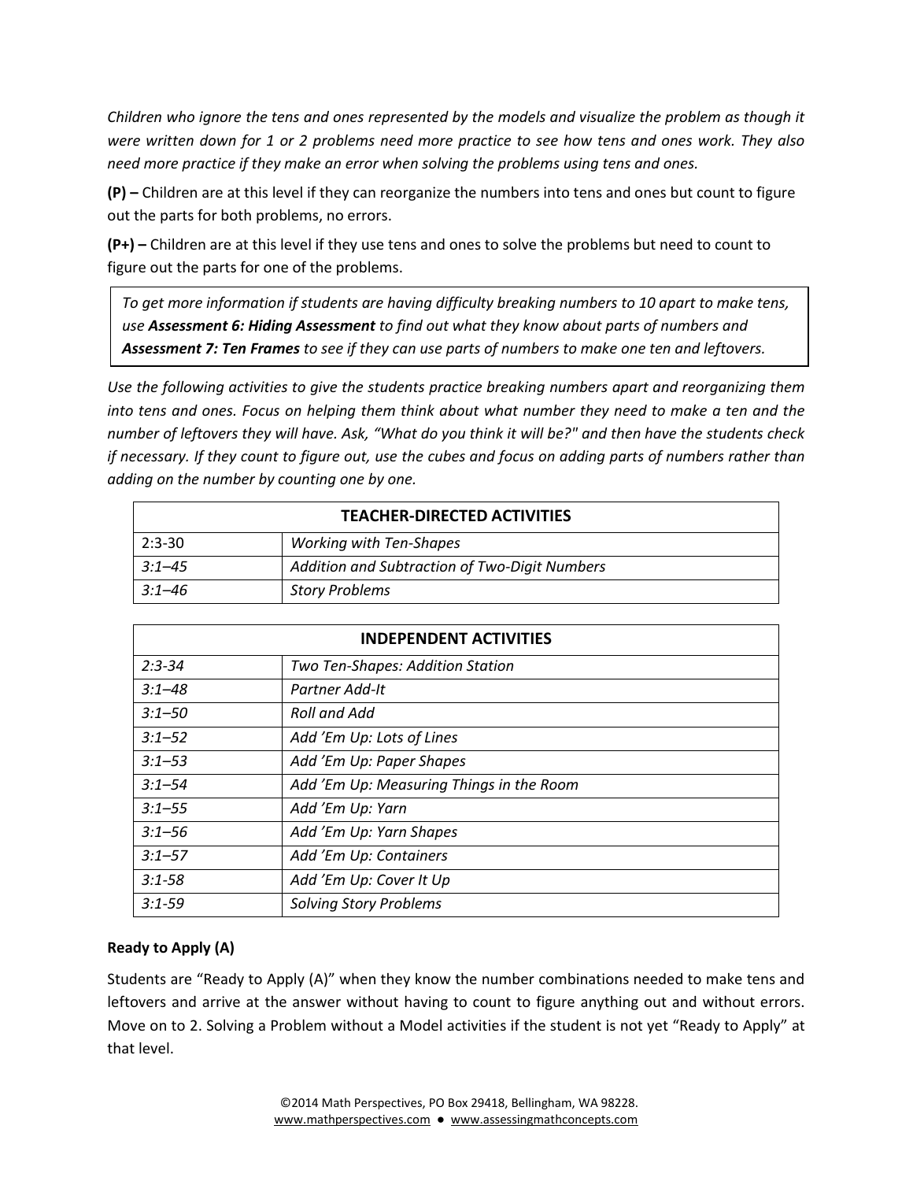*Children who ignore the tens and ones represented by the models and visualize the problem as though it were written down for 1 or 2 problems need more practice to see how tens and ones work. They also need more practice if they make an error when solving the problems using tens and ones.*

**(P) –** Children are at this level if they can reorganize the numbers into tens and ones but count to figure out the parts for both problems, no errors.

**(P+) –** Children are at this level if they use tens and ones to solve the problems but need to count to figure out the parts for one of the problems.

> *To get more information if students are having difficulty breaking numbers to 10 apart to make tens, use **Assessment 6: Hiding Assessment** to find out what they know about parts of numbers and **Assessment 7: Ten Frames** to see if they can use parts of numbers to make one ten and leftovers.*

*Use the following activities to give the students practice breaking numbers apart and reorganizing them into tens and ones. Focus on helping them think about what number they need to make a ten and the number of leftovers they will have. Ask, "What do you think it will be?" and then have the students check if necessary. If they count to figure out, use the cubes and focus on adding parts of numbers rather than adding on the number by counting one by one.*

| TEACHER-DIRECTED ACTIVITIES | |
|---|---|
| 2:3-30 | *Working with Ten-Shapes* |
| *3:1–45* | *Addition and Subtraction of Two-Digit Numbers* |
| *3:1–46* | *Story Problems* |

| INDEPENDENT ACTIVITIES | |
|---|---|
| *2:3-34* | *Two Ten-Shapes: Addition Station* |
| *3:1–48* | *Partner Add-It* |
| *3:1–50* | *Roll and Add* |
| *3:1–52* | *Add 'Em Up: Lots of Lines* |
| *3:1–53* | *Add 'Em Up: Paper Shapes* |
| *3:1–54* | *Add 'Em Up: Measuring Things in the Room* |
| *3:1–55* | *Add 'Em Up: Yarn* |
| *3:1–56* | *Add 'Em Up: Yarn Shapes* |
| *3:1–57* | *Add 'Em Up: Containers* |
| *3:1-58* | *Add 'Em Up: Cover It Up* |
| *3:1-59* | *Solving Story Problems* |

**Ready to Apply (A)**

Students are "Ready to Apply (A)" when they know the number combinations needed to make tens and leftovers and arrive at the answer without having to count to figure anything out and without errors. Move on to 2. Solving a Problem without a Model activities if the student is not yet "Ready to Apply" at that level.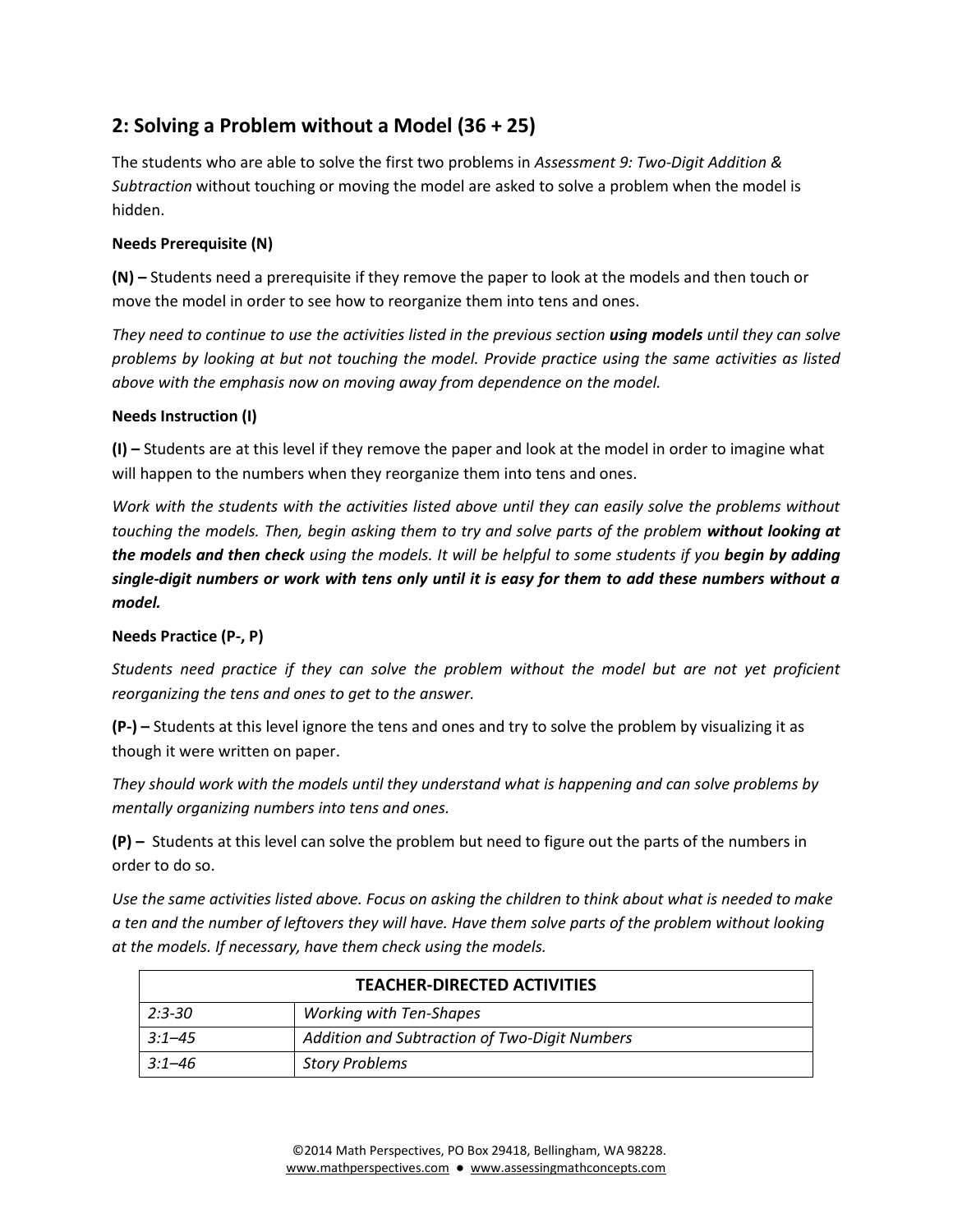## 2: Solving a Problem without a Model (36 + 25)

The students who are able to solve the first two problems in *Assessment 9: Two-Digit Addition & Subtraction* without touching or moving the model are asked to solve a problem when the model is hidden.

**Needs Prerequisite (N)**

**(N) –** Students need a prerequisite if they remove the paper to look at the models and then touch or move the model in order to see how to reorganize them into tens and ones.

*They need to continue to use the activities listed in the previous section **using models** until they can solve problems by looking at but not touching the model. Provide practice using the same activities as listed above with the emphasis now on moving away from dependence on the model.*

**Needs Instruction (I)**

**(I) –** Students are at this level if they remove the paper and look at the model in order to imagine what will happen to the numbers when they reorganize them into tens and ones.

*Work with the students with the activities listed above until they can easily solve the problems without touching the models. Then, begin asking them to try and solve parts of the problem **without looking at the models and then check** using the models. It will be helpful to some students if you **begin by adding single-digit numbers or work with tens only until it is easy for them to add these numbers without a model.***

**Needs Practice (P-, P)**

*Students need practice if they can solve the problem without the model but are not yet proficient reorganizing the tens and ones to get to the answer.*

**(P-) –** Students at this level ignore the tens and ones and try to solve the problem by visualizing it as though it were written on paper.

*They should work with the models until they understand what is happening and can solve problems by mentally organizing numbers into tens and ones.*

**(P) –** Students at this level can solve the problem but need to figure out the parts of the numbers in order to do so.

*Use the same activities listed above. Focus on asking the children to think about what is needed to make a ten and the number of leftovers they will have. Have them solve parts of the problem without looking at the models. If necessary, have them check using the models.*

| TEACHER-DIRECTED ACTIVITIES | |
|---|---|
| *2:3-30* | *Working with Ten-Shapes* |
| *3:1–45* | *Addition and Subtraction of Two-Digit Numbers* |
| *3:1–46* | *Story Problems* |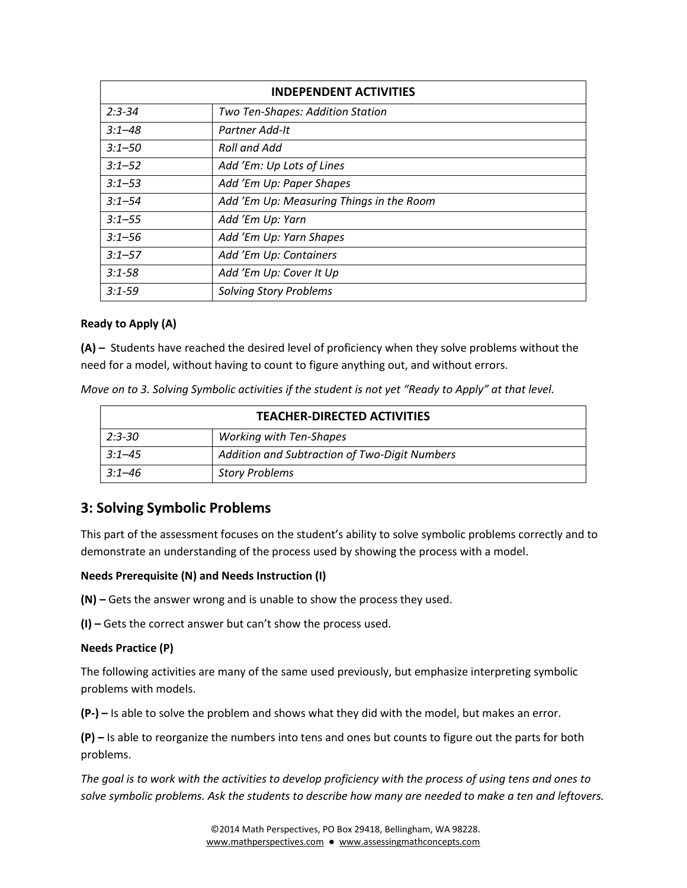| INDEPENDENT ACTIVITIES | |
|---|---|
| *2:3-34* | *Two Ten-Shapes: Addition Station* |
| *3:1–48* | *Partner Add-It* |
| *3:1–50* | *Roll and Add* |
| *3:1–52* | *Add 'Em: Up Lots of Lines* |
| *3:1–53* | *Add 'Em Up: Paper Shapes* |
| *3:1–54* | *Add 'Em Up: Measuring Things in the Room* |
| *3:1–55* | *Add 'Em Up: Yarn* |
| *3:1–56* | *Add 'Em Up: Yarn Shapes* |
| *3:1–57* | *Add 'Em Up: Containers* |
| *3:1-58* | *Add 'Em Up: Cover It Up* |
| *3:1-59* | *Solving Story Problems* |

**Ready to Apply (A)**

**(A) –** Students have reached the desired level of proficiency when they solve problems without the need for a model, without having to count to figure anything out, and without errors.

*Move on to 3. Solving Symbolic activities if the student is not yet "Ready to Apply" at that level.*

| TEACHER-DIRECTED ACTIVITIES | |
|---|---|
| *2:3-30* | *Working with Ten-Shapes* |
| *3:1–45* | *Addition and Subtraction of Two-Digit Numbers* |
| *3:1–46* | *Story Problems* |

## 3: Solving Symbolic Problems

This part of the assessment focuses on the student's ability to solve symbolic problems correctly and to demonstrate an understanding of the process used by showing the process with a model.

**Needs Prerequisite (N) and Needs Instruction (I)**

**(N) –** Gets the answer wrong and is unable to show the process they used.

**(I) –** Gets the correct answer but can't show the process used.

**Needs Practice (P)**

The following activities are many of the same used previously, but emphasize interpreting symbolic problems with models.

**(P-) –** Is able to solve the problem and shows what they did with the model, but makes an error.

**(P) –** Is able to reorganize the numbers into tens and ones but counts to figure out the parts for both problems.

*The goal is to work with the activities to develop proficiency with the process of using tens and ones to solve symbolic problems. Ask the students to describe how many are needed to make a ten and leftovers.*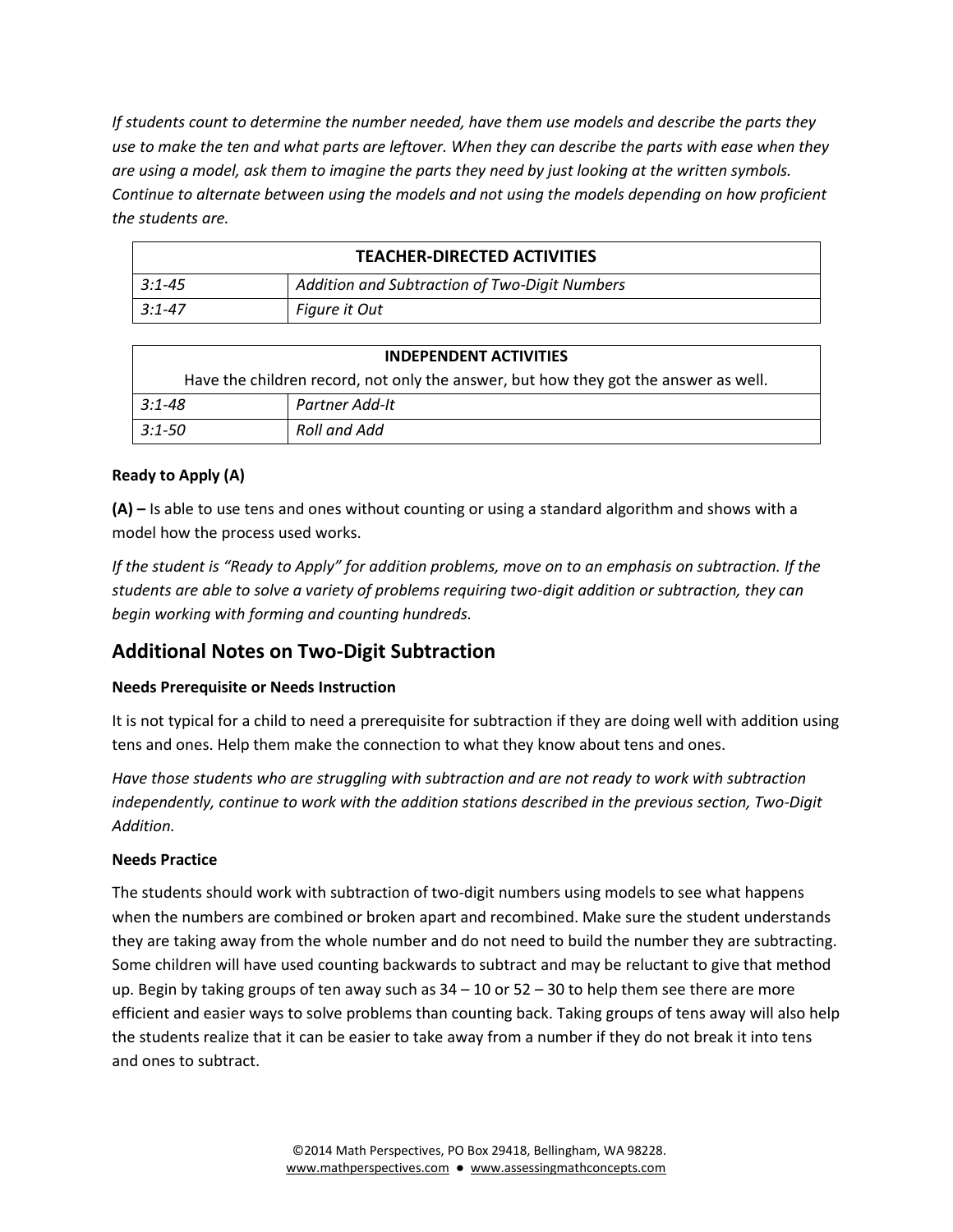*If students count to determine the number needed, have them use models and describe the parts they use to make the ten and what parts are leftover. When they can describe the parts with ease when they are using a model, ask them to imagine the parts they need by just looking at the written symbols. Continue to alternate between using the models and not using the models depending on how proficient the students are.*

| **TEACHER-DIRECTED ACTIVITIES** | |
|---|---|
| *3:1-45* | *Addition and Subtraction of Two-Digit Numbers* |
| *3:1-47* | *Figure it Out* |

| **INDEPENDENT ACTIVITIES**<br>Have the children record, not only the answer, but how they got the answer as well. | |
|---|---|
| *3:1-48* | *Partner Add-It* |
| *3:1-50* | *Roll and Add* |

**Ready to Apply (A)**

**(A) –** Is able to use tens and ones without counting or using a standard algorithm and shows with a model how the process used works.

*If the student is "Ready to Apply" for addition problems, move on to an emphasis on subtraction. If the students are able to solve a variety of problems requiring two-digit addition or subtraction, they can begin working with forming and counting hundreds.*

## Additional Notes on Two-Digit Subtraction

**Needs Prerequisite or Needs Instruction**

It is not typical for a child to need a prerequisite for subtraction if they are doing well with addition using tens and ones. Help them make the connection to what they know about tens and ones.

*Have those students who are struggling with subtraction and are not ready to work with subtraction independently, continue to work with the addition stations described in the previous section, Two-Digit Addition.*

**Needs Practice**

The students should work with subtraction of two-digit numbers using models to see what happens when the numbers are combined or broken apart and recombined. Make sure the student understands they are taking away from the whole number and do not need to build the number they are subtracting. Some children will have used counting backwards to subtract and may be reluctant to give that method up. Begin by taking groups of ten away such as 34 – 10 or 52 – 30 to help them see there are more efficient and easier ways to solve problems than counting back. Taking groups of tens away will also help the students realize that it can be easier to take away from a number if they do not break it into tens and ones to subtract.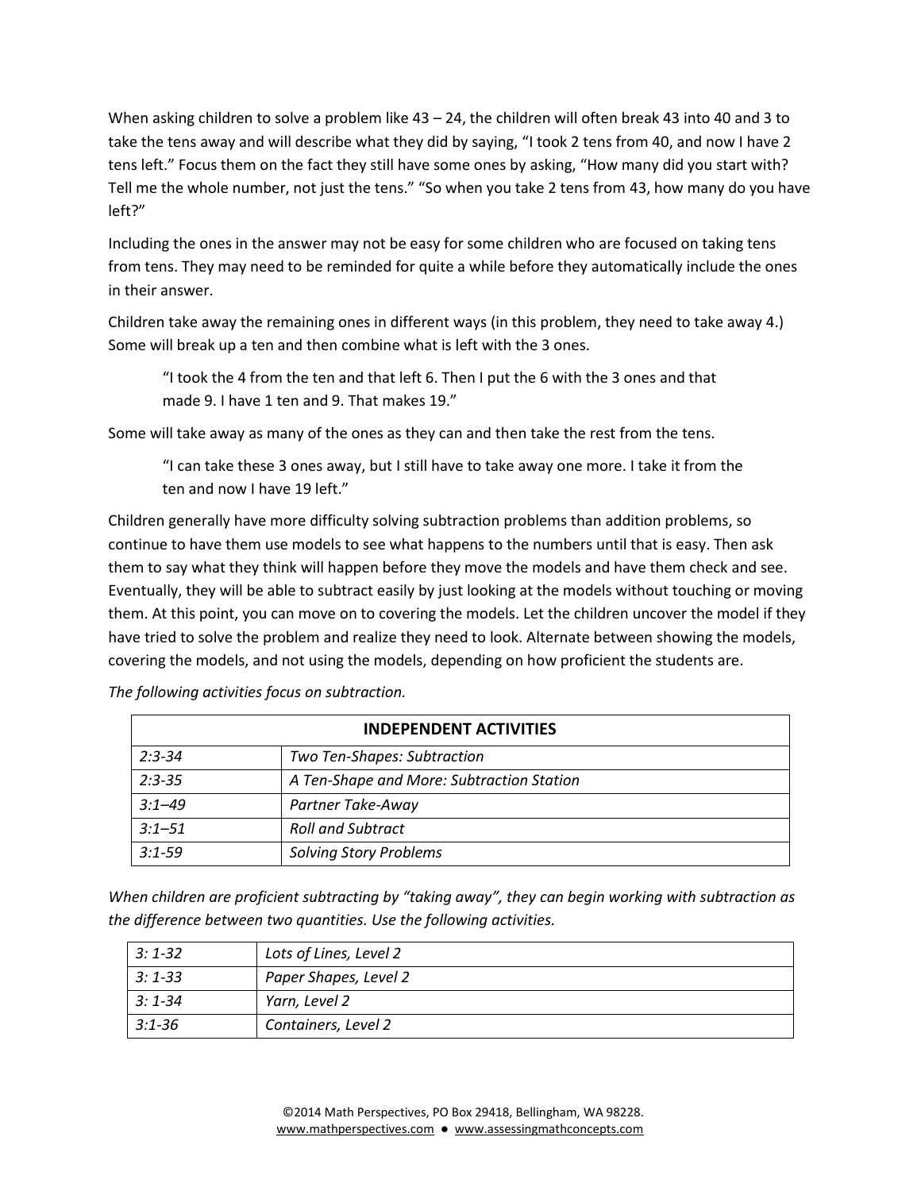When asking children to solve a problem like 43 – 24, the children will often break 43 into 40 and 3 to take the tens away and will describe what they did by saying, "I took 2 tens from 40, and now I have 2 tens left." Focus them on the fact they still have some ones by asking, "How many did you start with? Tell me the whole number, not just the tens." "So when you take 2 tens from 43, how many do you have left?"

Including the ones in the answer may not be easy for some children who are focused on taking tens from tens. They may need to be reminded for quite a while before they automatically include the ones in their answer.

Children take away the remaining ones in different ways (in this problem, they need to take away 4.) Some will break up a ten and then combine what is left with the 3 ones.

> "I took the 4 from the ten and that left 6. Then I put the 6 with the 3 ones and that made 9. I have 1 ten and 9. That makes 19."

Some will take away as many of the ones as they can and then take the rest from the tens.

> "I can take these 3 ones away, but I still have to take away one more. I take it from the ten and now I have 19 left."

Children generally have more difficulty solving subtraction problems than addition problems, so continue to have them use models to see what happens to the numbers until that is easy. Then ask them to say what they think will happen before they move the models and have them check and see. Eventually, they will be able to subtract easily by just looking at the models without touching or moving them. At this point, you can move on to covering the models. Let the children uncover the model if they have tried to solve the problem and realize they need to look. Alternate between showing the models, covering the models, and not using the models, depending on how proficient the students are.

*The following activities focus on subtraction.*

| **INDEPENDENT ACTIVITIES** | |
|---|---|
| *2:3-34* | *Two Ten-Shapes: Subtraction* |
| *2:3-35* | *A Ten-Shape and More: Subtraction Station* |
| *3:1–49* | *Partner Take-Away* |
| *3:1–51* | *Roll and Subtract* |
| *3:1-59* | *Solving Story Problems* |

*When children are proficient subtracting by "taking away", they can begin working with subtraction as the difference between two quantities. Use the following activities.*

| | |
|---|---|
| *3: 1-32* | *Lots of Lines, Level 2* |
| *3: 1-33* | *Paper Shapes, Level 2* |
| *3: 1-34* | *Yarn, Level 2* |
| *3:1-36* | *Containers, Level 2* |

©2014 Math Perspectives, PO Box 29418, Bellingham, WA 98228.
www.mathperspectives.com ● www.assessingmathconcepts.com